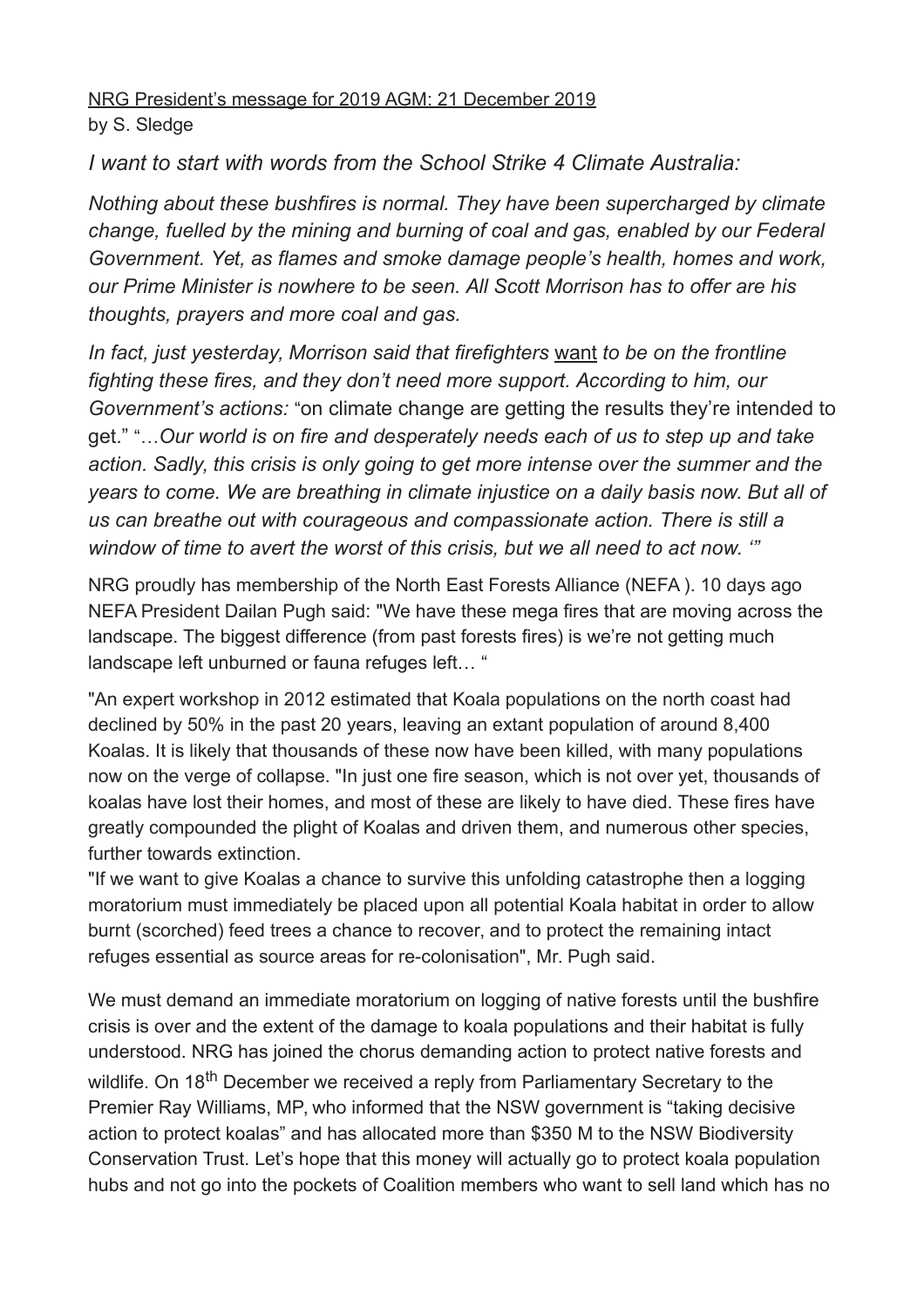<u>NRG President's message for 2019 AGM: 21 December 2019</u>
by S. Sledge

*I want to start with words from the School Strike 4 Climate Australia:*

*Nothing about these bushfires is normal. They have been supercharged by climate change, fuelled by the mining and burning of coal and gas, enabled by our Federal Government. Yet, as flames and smoke damage people's health, homes and work, our Prime Minister is nowhere to be seen. All Scott Morrison has to offer are his thoughts, prayers and more coal and gas.*

*In fact, just yesterday, Morrison said that firefighters* <u>want</u> *to be on the frontline fighting these fires, and they don't need more support. According to him, our Government's actions:* "on climate change are getting the results they're intended to get." "…*Our world is on fire and desperately needs each of us to step up and take action. Sadly, this crisis is only going to get more intense over the summer and the years to come. We are breathing in climate injustice on a daily basis now. But all of us can breathe out with courageous and compassionate action. There is still a window of time to avert the worst of this crisis, but we all need to act now. '"*

NRG proudly has membership of the North East Forests Alliance (NEFA ). 10 days ago NEFA President Dailan Pugh said: "We have these mega fires that are moving across the landscape. The biggest difference (from past forests fires) is we're not getting much landscape left unburned or fauna refuges left… "

"An expert workshop in 2012 estimated that Koala populations on the north coast had declined by 50% in the past 20 years, leaving an extant population of around 8,400 Koalas. It is likely that thousands of these now have been killed, with many populations now on the verge of collapse. "In just one fire season, which is not over yet, thousands of koalas have lost their homes, and most of these are likely to have died. These fires have greatly compounded the plight of Koalas and driven them, and numerous other species, further towards extinction.

"If we want to give Koalas a chance to survive this unfolding catastrophe then a logging moratorium must immediately be placed upon all potential Koala habitat in order to allow burnt (scorched) feed trees a chance to recover, and to protect the remaining intact refuges essential as source areas for re-colonisation", Mr. Pugh said.

We must demand an immediate moratorium on logging of native forests until the bushfire crisis is over and the extent of the damage to koala populations and their habitat is fully understood. NRG has joined the chorus demanding action to protect native forests and wildlife. On 18th December we received a reply from Parliamentary Secretary to the Premier Ray Williams, MP, who informed that the NSW government is "taking decisive action to protect koalas" and has allocated more than $350 M to the NSW Biodiversity Conservation Trust. Let's hope that this money will actually go to protect koala population hubs and not go into the pockets of Coalition members who want to sell land which has no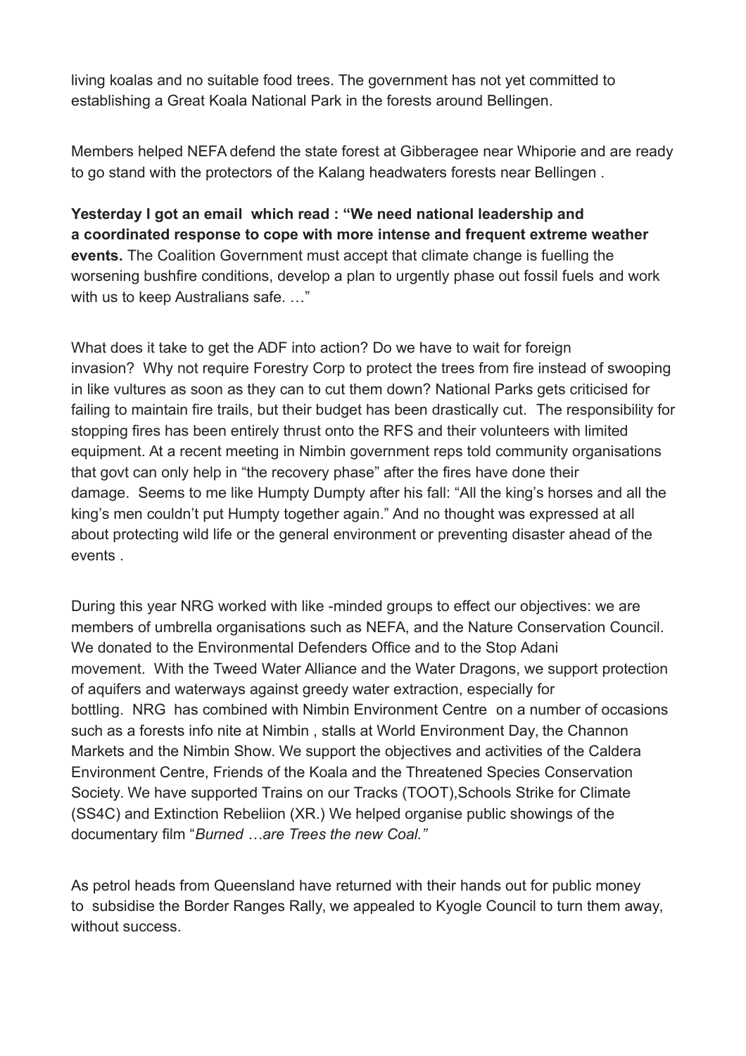living koalas and no suitable food trees. The government has not yet committed to establishing a Great Koala National Park in the forests around Bellingen.

Members helped NEFA defend the state forest at Gibberagee near Whiporie and are ready to go stand with the protectors of the Kalang headwaters forests near Bellingen .

**Yesterday I got an email which read : "We need national leadership and a coordinated response to cope with more intense and frequent extreme weather events.** The Coalition Government must accept that climate change is fuelling the worsening bushfire conditions, develop a plan to urgently phase out fossil fuels and work with us to keep Australians safe. …"

What does it take to get the ADF into action? Do we have to wait for foreign invasion? Why not require Forestry Corp to protect the trees from fire instead of swooping in like vultures as soon as they can to cut them down? National Parks gets criticised for failing to maintain fire trails, but their budget has been drastically cut. The responsibility for stopping fires has been entirely thrust onto the RFS and their volunteers with limited equipment. At a recent meeting in Nimbin government reps told community organisations that govt can only help in "the recovery phase" after the fires have done their damage. Seems to me like Humpty Dumpty after his fall: "All the king's horses and all the king's men couldn't put Humpty together again." And no thought was expressed at all about protecting wild life or the general environment or preventing disaster ahead of the events .

During this year NRG worked with like -minded groups to effect our objectives: we are members of umbrella organisations such as NEFA, and the Nature Conservation Council. We donated to the Environmental Defenders Office and to the Stop Adani movement. With the Tweed Water Alliance and the Water Dragons, we support protection of aquifers and waterways against greedy water extraction, especially for bottling. NRG has combined with Nimbin Environment Centre on a number of occasions such as a forests info nite at Nimbin , stalls at World Environment Day, the Channon Markets and the Nimbin Show. We support the objectives and activities of the Caldera Environment Centre, Friends of the Koala and the Threatened Species Conservation Society. We have supported Trains on our Tracks (TOOT),Schools Strike for Climate (SS4C) and Extinction Rebeliion (XR.) We helped organise public showings of the documentary film "*Burned …are Trees the new Coal."*

As petrol heads from Queensland have returned with their hands out for public money to subsidise the Border Ranges Rally, we appealed to Kyogle Council to turn them away, without success.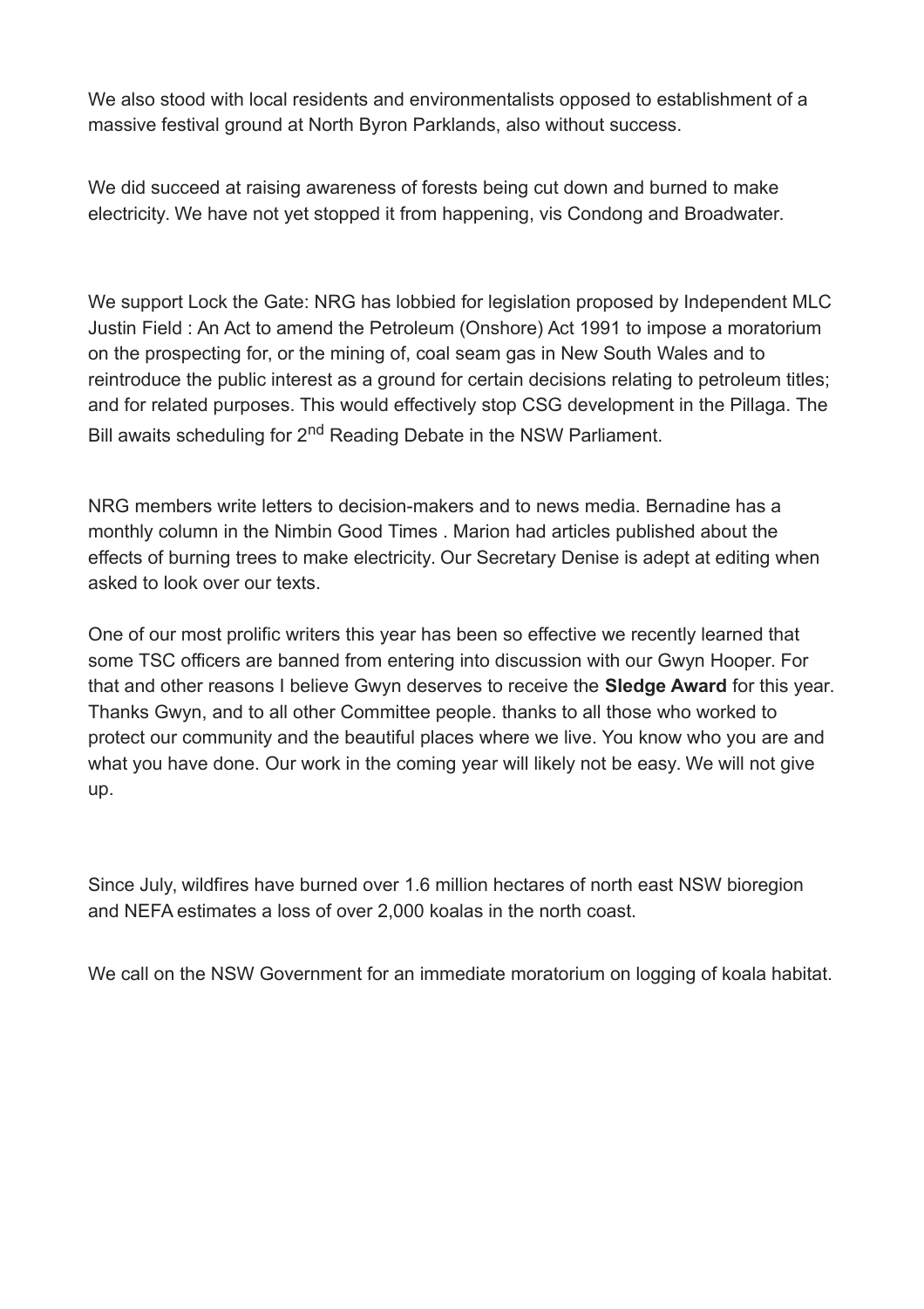We also stood with local residents and environmentalists opposed to establishment of a massive festival ground at North Byron Parklands, also without success.

We did succeed at raising awareness of forests being cut down and burned to make electricity. We have not yet stopped it from happening, vis Condong and Broadwater.

We support Lock the Gate: NRG has lobbied for legislation proposed by Independent MLC Justin Field : An Act to amend the Petroleum (Onshore) Act 1991 to impose a moratorium on the prospecting for, or the mining of, coal seam gas in New South Wales and to reintroduce the public interest as a ground for certain decisions relating to petroleum titles; and for related purposes. This would effectively stop CSG development in the Pillaga. The Bill awaits scheduling for 2nd Reading Debate in the NSW Parliament.

NRG members write letters to decision-makers and to news media. Bernadine has a monthly column in the Nimbin Good Times . Marion had articles published about the effects of burning trees to make electricity. Our Secretary Denise is adept at editing when asked to look over our texts.

One of our most prolific writers this year has been so effective we recently learned that some TSC officers are banned from entering into discussion with our Gwyn Hooper. For that and other reasons I believe Gwyn deserves to receive the **Sledge Award** for this year. Thanks Gwyn, and to all other Committee people. thanks to all those who worked to protect our community and the beautiful places where we live. You know who you are and what you have done. Our work in the coming year will likely not be easy. We will not give up.

Since July, wildfires have burned over 1.6 million hectares of north east NSW bioregion and NEFA estimates a loss of over 2,000 koalas in the north coast.

We call on the NSW Government for an immediate moratorium on logging of koala habitat.